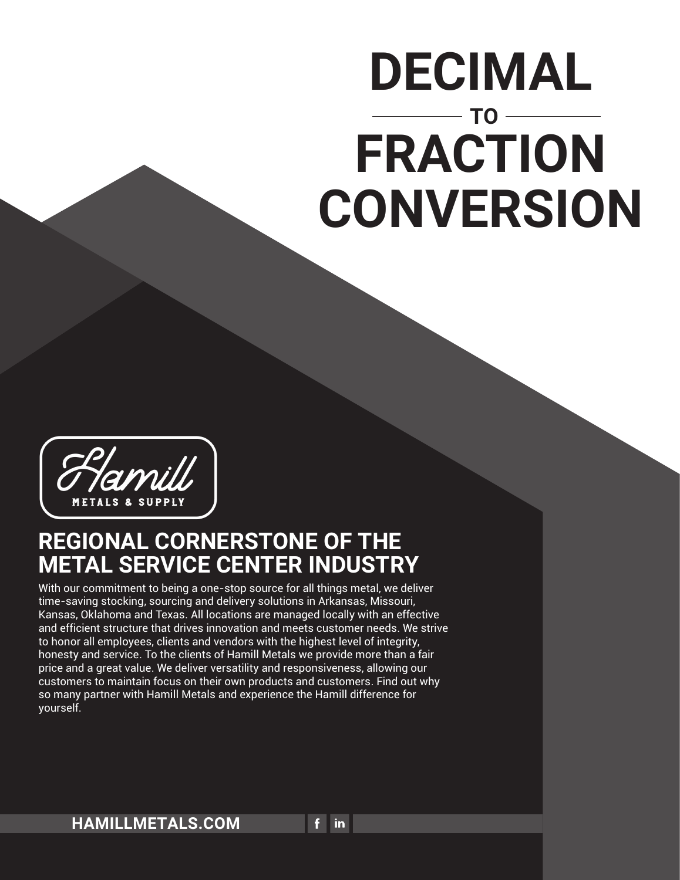# DECIMAL TO FRACTION CONVERSION

Hamill

METALS & SUPPLY

## REGIONAL CORNERSTONE OF THE METAL SERVICE CENTER INDUSTRY

With our commitment to being a one-stop source for all things metal, we deliver time-saving stocking, sourcing and delivery solutions in Arkansas, Missouri, Kansas, Oklahoma and Texas. All locations are managed locally with an effective and efficient structure that drives innovation and meets customer needs. We strive to honor all employees, clients and vendors with the highest level of integrity, honesty and service. To the clients of Hamill Metals we provide more than a fair price and a great value. We deliver versatility and responsiveness, allowing our customers to maintain focus on their own products and customers. Find out why so many partner with Hamill Metals and experience the Hamill difference for yourself.

**HAMILLMETALS.COM**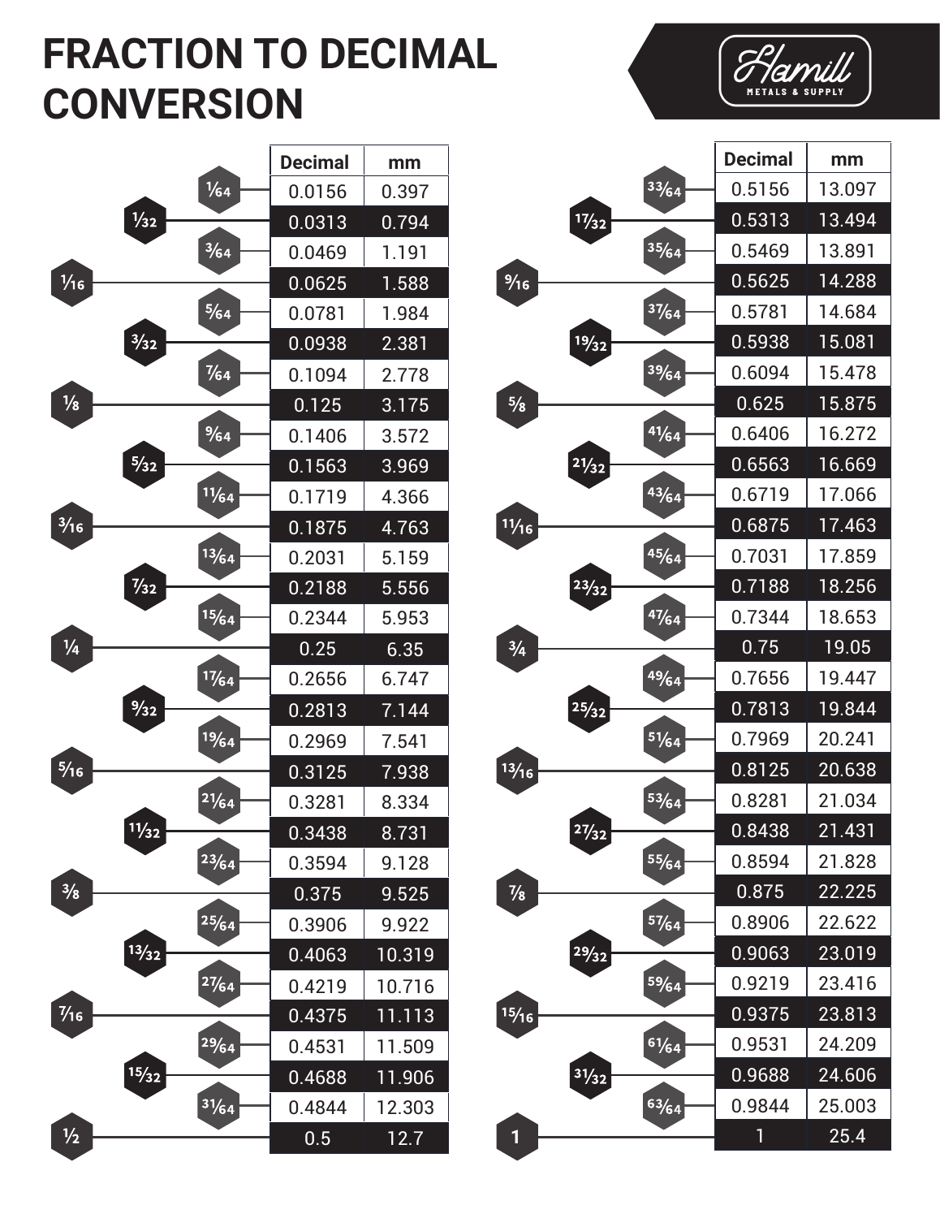# FRACTION TO DECIMAL CONVERSION

Hamill METALS & SUPPLY

| Fraction | Decimal | mm |
|---|---|---|
| 1/64 | 0.0156 | 0.397 |
| 1/32 | 0.0313 | 0.794 |
| 3/64 | 0.0469 | 1.191 |
| 1/16 | 0.0625 | 1.588 |
| 5/64 | 0.0781 | 1.984 |
| 3/32 | 0.0938 | 2.381 |
| 7/64 | 0.1094 | 2.778 |
| 1/8 | 0.125 | 3.175 |
| 9/64 | 0.1406 | 3.572 |
| 5/32 | 0.1563 | 3.969 |
| 11/64 | 0.1719 | 4.366 |
| 3/16 | 0.1875 | 4.763 |
| 13/64 | 0.2031 | 5.159 |
| 7/32 | 0.2188 | 5.556 |
| 15/64 | 0.2344 | 5.953 |
| 1/4 | 0.25 | 6.35 |
| 17/64 | 0.2656 | 6.747 |
| 9/32 | 0.2813 | 7.144 |
| 19/64 | 0.2969 | 7.541 |
| 5/16 | 0.3125 | 7.938 |
| 21/64 | 0.3281 | 8.334 |
| 11/32 | 0.3438 | 8.731 |
| 23/64 | 0.3594 | 9.128 |
| 3/8 | 0.375 | 9.525 |
| 25/64 | 0.3906 | 9.922 |
| 13/32 | 0.4063 | 10.319 |
| 27/64 | 0.4219 | 10.716 |
| 7/16 | 0.4375 | 11.113 |
| 29/64 | 0.4531 | 11.509 |
| 15/32 | 0.4688 | 11.906 |
| 31/64 | 0.4844 | 12.303 |
| 1/2 | 0.5 | 12.7 |

| Fraction | Decimal | mm |
|---|---|---|
| 33/64 | 0.5156 | 13.097 |
| 17/32 | 0.5313 | 13.494 |
| 35/64 | 0.5469 | 13.891 |
| 9/16 | 0.5625 | 14.288 |
| 37/64 | 0.5781 | 14.684 |
| 19/32 | 0.5938 | 15.081 |
| 39/64 | 0.6094 | 15.478 |
| 5/8 | 0.625 | 15.875 |
| 41/64 | 0.6406 | 16.272 |
| 21/32 | 0.6563 | 16.669 |
| 43/64 | 0.6719 | 17.066 |
| 11/16 | 0.6875 | 17.463 |
| 45/64 | 0.7031 | 17.859 |
| 23/32 | 0.7188 | 18.256 |
| 47/64 | 0.7344 | 18.653 |
| 3/4 | 0.75 | 19.05 |
| 49/64 | 0.7656 | 19.447 |
| 25/32 | 0.7813 | 19.844 |
| 51/64 | 0.7969 | 20.241 |
| 13/16 | 0.8125 | 20.638 |
| 53/64 | 0.8281 | 21.034 |
| 27/32 | 0.8438 | 21.431 |
| 55/64 | 0.8594 | 21.828 |
| 7/8 | 0.875 | 22.225 |
| 57/64 | 0.8906 | 22.622 |
| 29/32 | 0.9063 | 23.019 |
| 59/64 | 0.9219 | 23.416 |
| 15/16 | 0.9375 | 23.813 |
| 61/64 | 0.9531 | 24.209 |
| 31/32 | 0.9688 | 24.606 |
| 63/64 | 0.9844 | 25.003 |
| 1 | 1 | 25.4 |